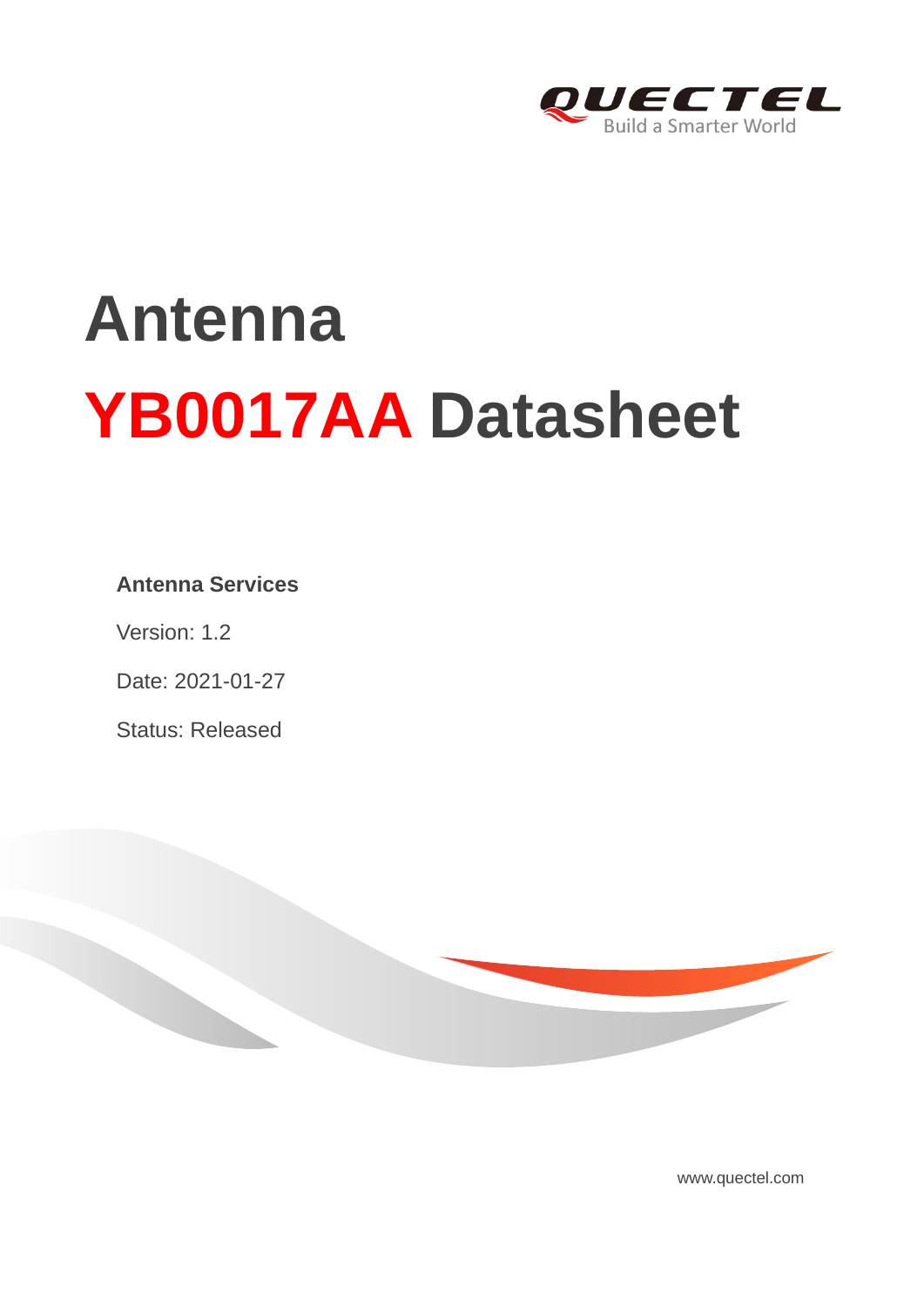# Antenna

# YB0017AA Datasheet

**Antenna Services**

Version: 1.2

Date: 2021-01-27

Status: Released

www.quectel.com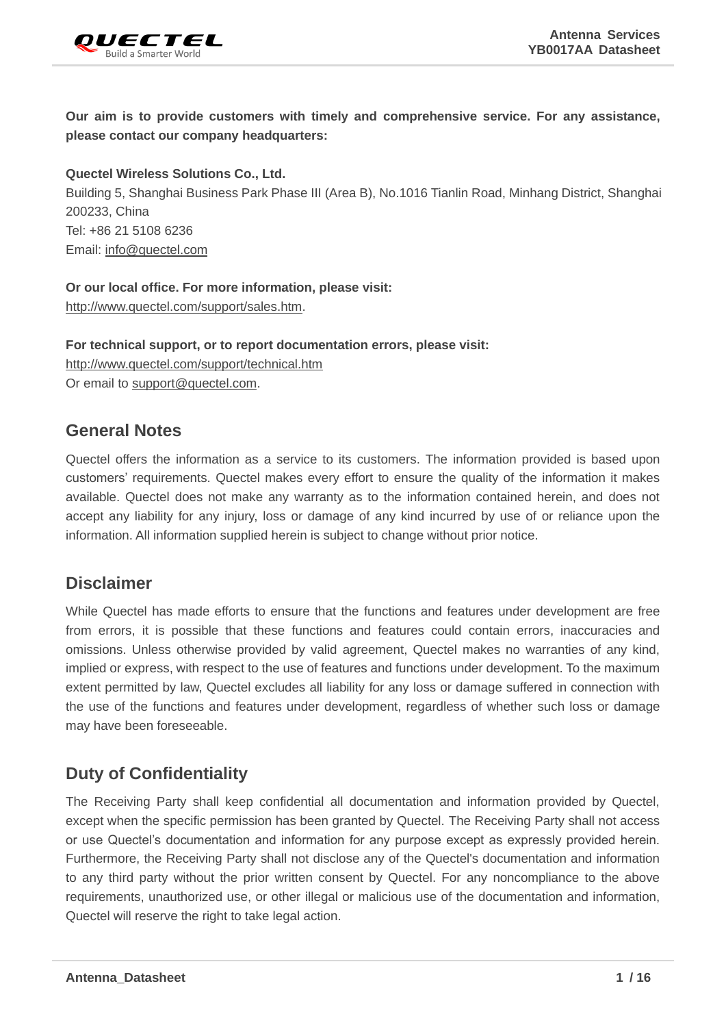**Our aim is to provide customers with timely and comprehensive service. For any assistance, please contact our company headquarters:**

**Quectel Wireless Solutions Co., Ltd.**
Building 5, Shanghai Business Park Phase III (Area B), No.1016 Tianlin Road, Minhang District, Shanghai 200233, China
Tel: +86 21 5108 6236
Email: info@quectel.com

**Or our local office. For more information, please visit:**
http://www.quectel.com/support/sales.htm.

**For technical support, or to report documentation errors, please visit:**
http://www.quectel.com/support/technical.htm
Or email to support@quectel.com.

## General Notes

Quectel offers the information as a service to its customers. The information provided is based upon customers' requirements. Quectel makes every effort to ensure the quality of the information it makes available. Quectel does not make any warranty as to the information contained herein, and does not accept any liability for any injury, loss or damage of any kind incurred by use of or reliance upon the information. All information supplied herein is subject to change without prior notice.

## Disclaimer

While Quectel has made efforts to ensure that the functions and features under development are free from errors, it is possible that these functions and features could contain errors, inaccuracies and omissions. Unless otherwise provided by valid agreement, Quectel makes no warranties of any kind, implied or express, with respect to the use of features and functions under development. To the maximum extent permitted by law, Quectel excludes all liability for any loss or damage suffered in connection with the use of the functions and features under development, regardless of whether such loss or damage may have been foreseeable.

## Duty of Confidentiality

The Receiving Party shall keep confidential all documentation and information provided by Quectel, except when the specific permission has been granted by Quectel. The Receiving Party shall not access or use Quectel's documentation and information for any purpose except as expressly provided herein. Furthermore, the Receiving Party shall not disclose any of the Quectel's documentation and information to any third party without the prior written consent by Quectel. For any noncompliance to the above requirements, unauthorized use, or other illegal or malicious use of the documentation and information, Quectel will reserve the right to take legal action.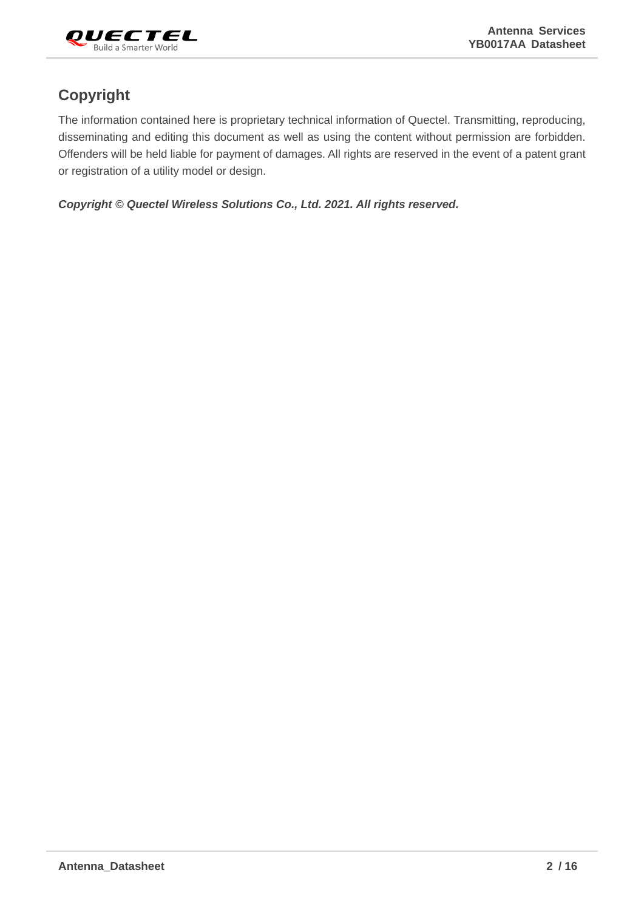# Copyright

The information contained here is proprietary technical information of Quectel. Transmitting, reproducing, disseminating and editing this document as well as using the content without permission are forbidden. Offenders will be held liable for payment of damages. All rights are reserved in the event of a patent grant or registration of a utility model or design.

***Copyright © Quectel Wireless Solutions Co., Ltd. 2021. All rights reserved.***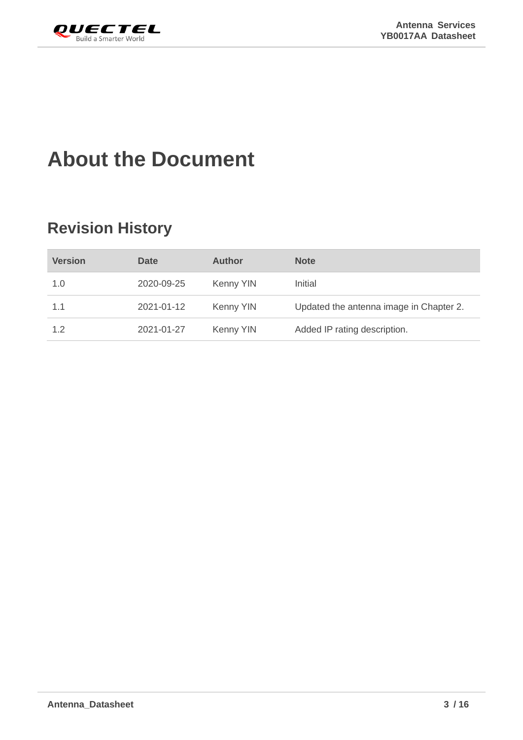# About the Document

## Revision History

| Version | Date | Author | Note |
|---|---|---|---|
| 1.0 | 2020-09-25 | Kenny YIN | Initial |
| 1.1 | 2021-01-12 | Kenny YIN | Updated the antenna image in Chapter 2. |
| 1.2 | 2021-01-27 | Kenny YIN | Added IP rating description. |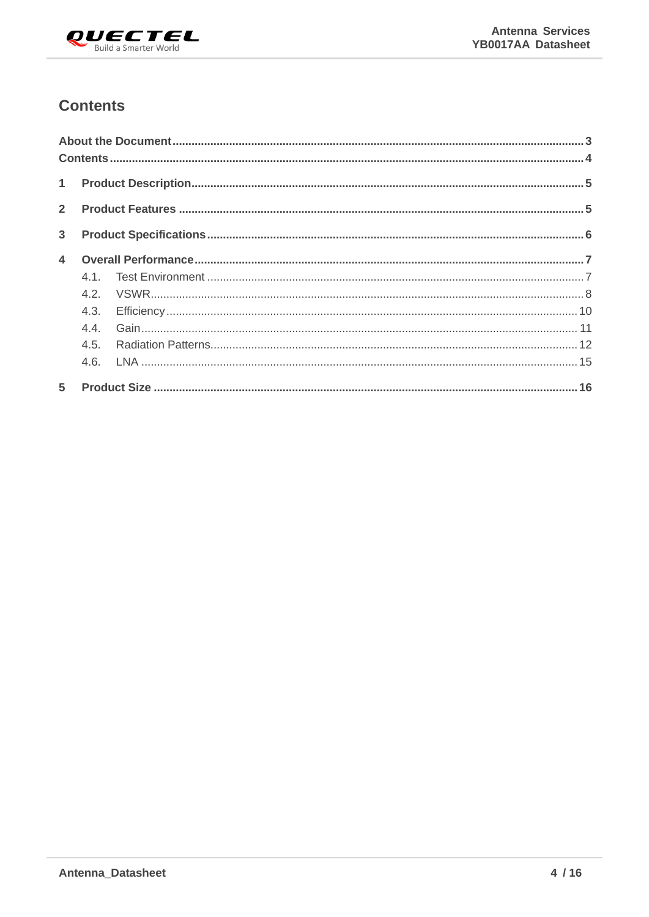# Contents

**About the Document** .......... **3**
**Contents** .......... **4**

**1 Product Description** .......... **5**

**2 Product Features** .......... **5**

**3 Product Specifications** .......... **6**

**4 Overall Performance** .......... **7**
- 4.1. Test Environment .......... 7
- 4.2. VSWR .......... 8
- 4.3. Efficiency .......... 10
- 4.4. Gain .......... 11
- 4.5. Radiation Patterns .......... 12
- 4.6. LNA .......... 15

**5 Product Size** .......... **16**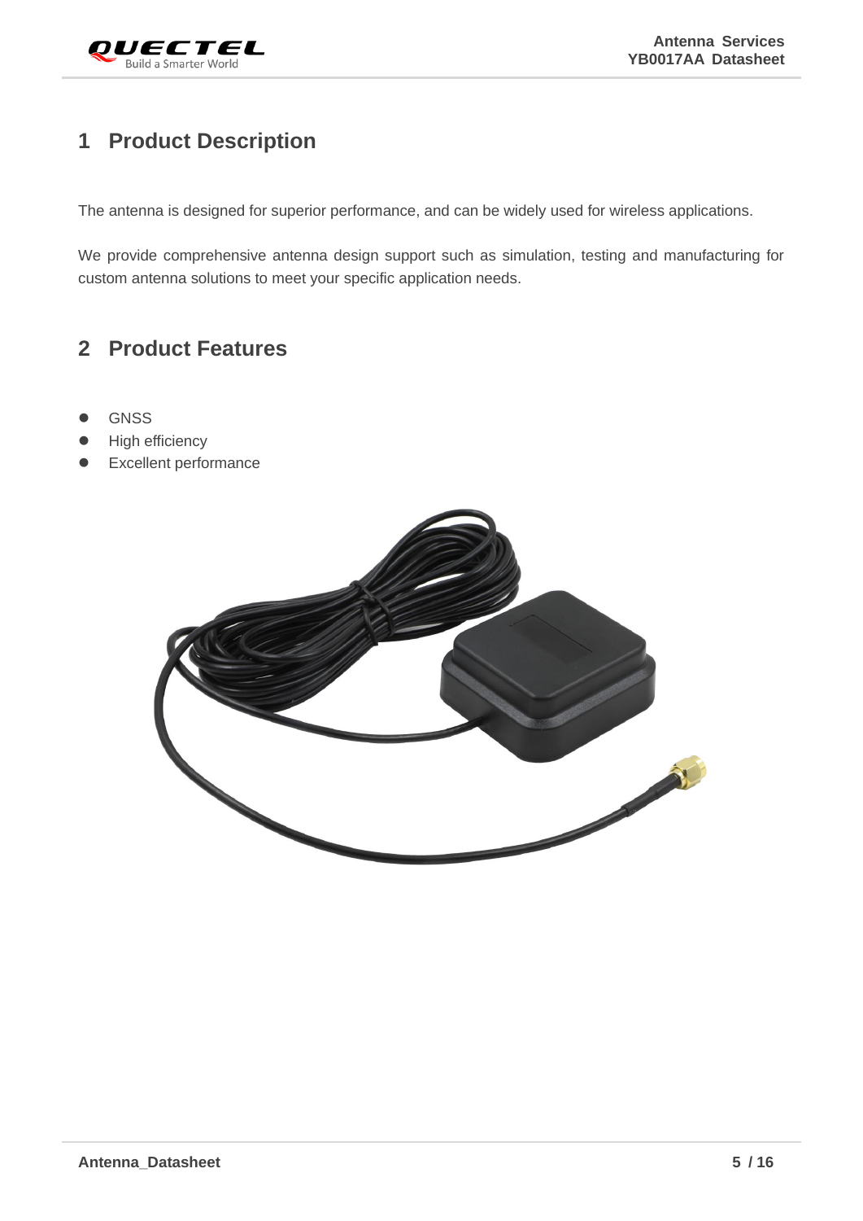# 1 Product Description

The antenna is designed for superior performance, and can be widely used for wireless applications.

We provide comprehensive antenna design support such as simulation, testing and manufacturing for custom antenna solutions to meet your specific application needs.

# 2 Product Features

- GNSS
- High efficiency
- Excellent performance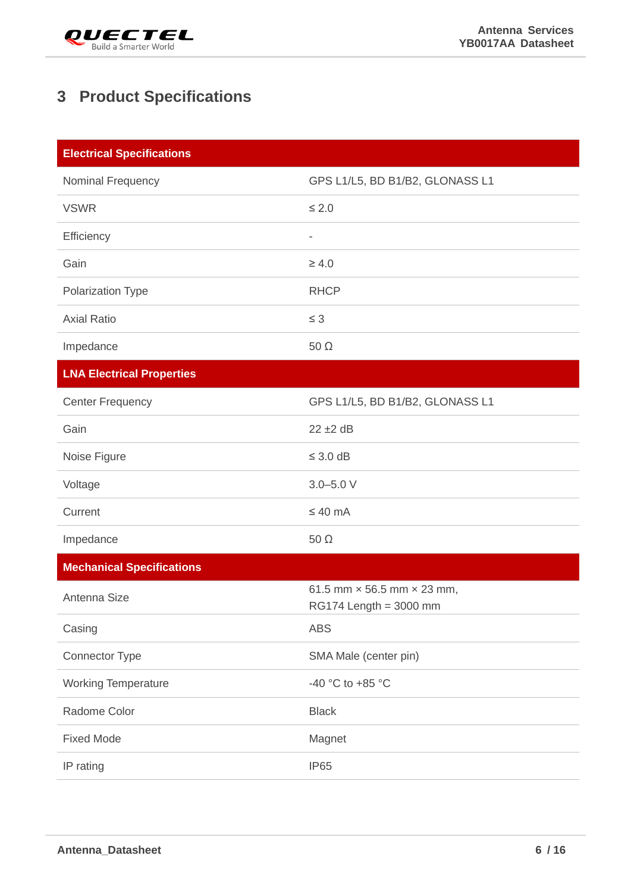# 3 Product Specifications

| Electrical Specifications | |
|---|---|
| Nominal Frequency | GPS L1/L5, BD B1/B2, GLONASS L1 |
| VSWR | ≤ 2.0 |
| Efficiency | - |
| Gain | ≥ 4.0 |
| Polarization Type | RHCP |
| Axial Ratio | ≤ 3 |
| Impedance | 50 Ω |
| **LNA Electrical Properties** | |
| Center Frequency | GPS L1/L5, BD B1/B2, GLONASS L1 |
| Gain | 22 ±2 dB |
| Noise Figure | ≤ 3.0 dB |
| Voltage | 3.0–5.0 V |
| Current | ≤ 40 mA |
| Impedance | 50 Ω |
| **Mechanical Specifications** | |
| Antenna Size | 61.5 mm × 56.5 mm × 23 mm, RG174 Length = 3000 mm |
| Casing | ABS |
| Connector Type | SMA Male (center pin) |
| Working Temperature | -40 °C to +85 °C |
| Radome Color | Black |
| Fixed Mode | Magnet |
| IP rating | IP65 |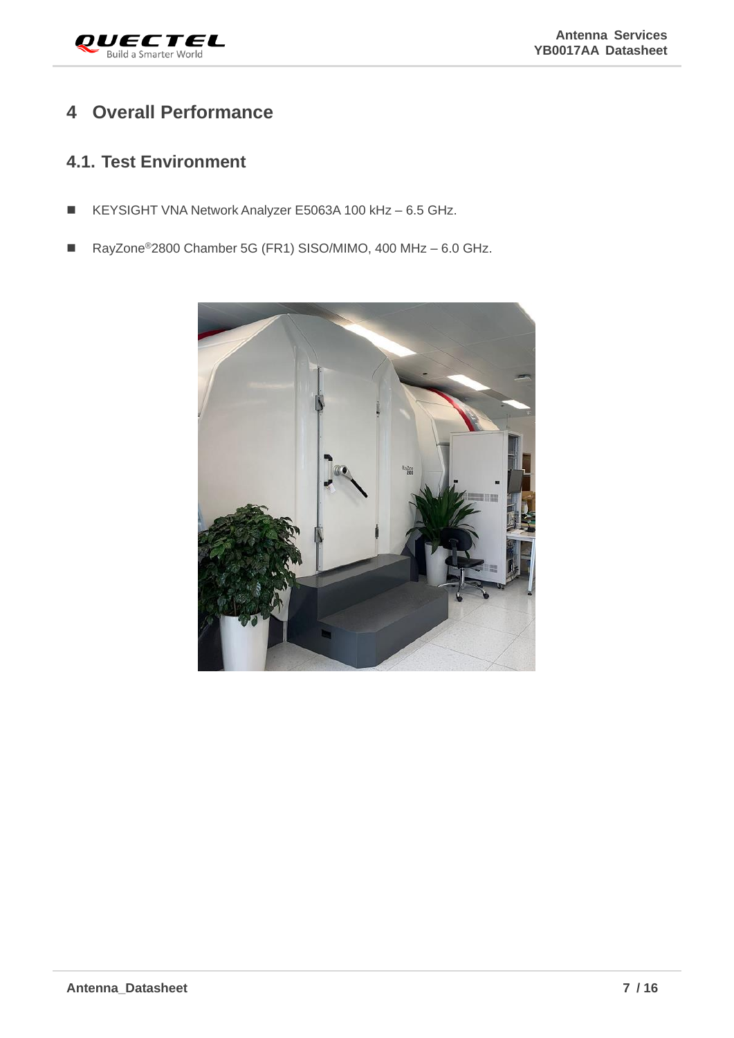# 4 Overall Performance

## 4.1. Test Environment

- KEYSIGHT VNA Network Analyzer E5063A 100 kHz – 6.5 GHz.
- RayZone®2800 Chamber 5G (FR1) SISO/MIMO, 400 MHz – 6.0 GHz.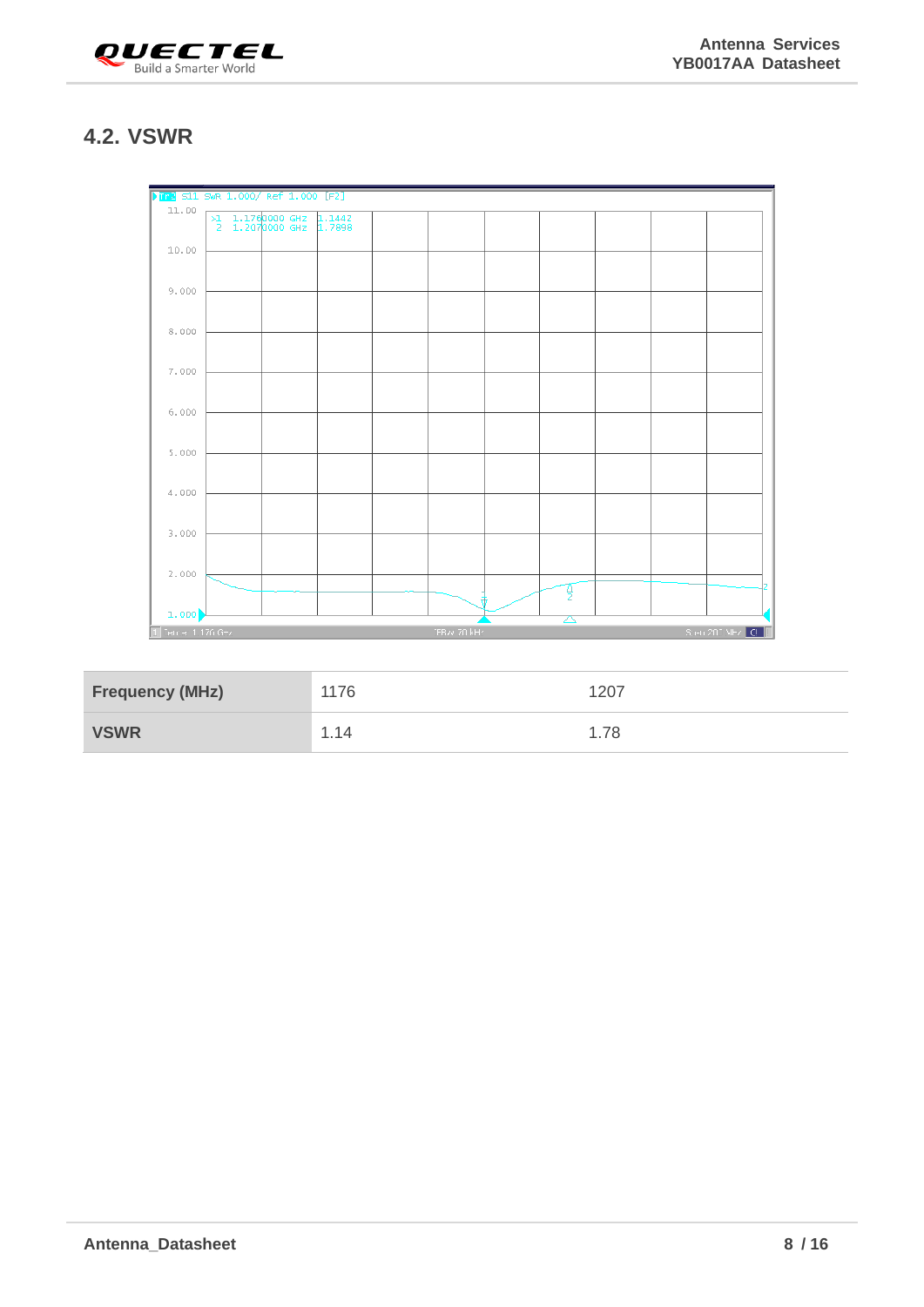## 4.2. VSWR

| Frequency (MHz) | 1176 | 1207 |
|---|---|---|
| VSWR | 1.14 | 1.78 |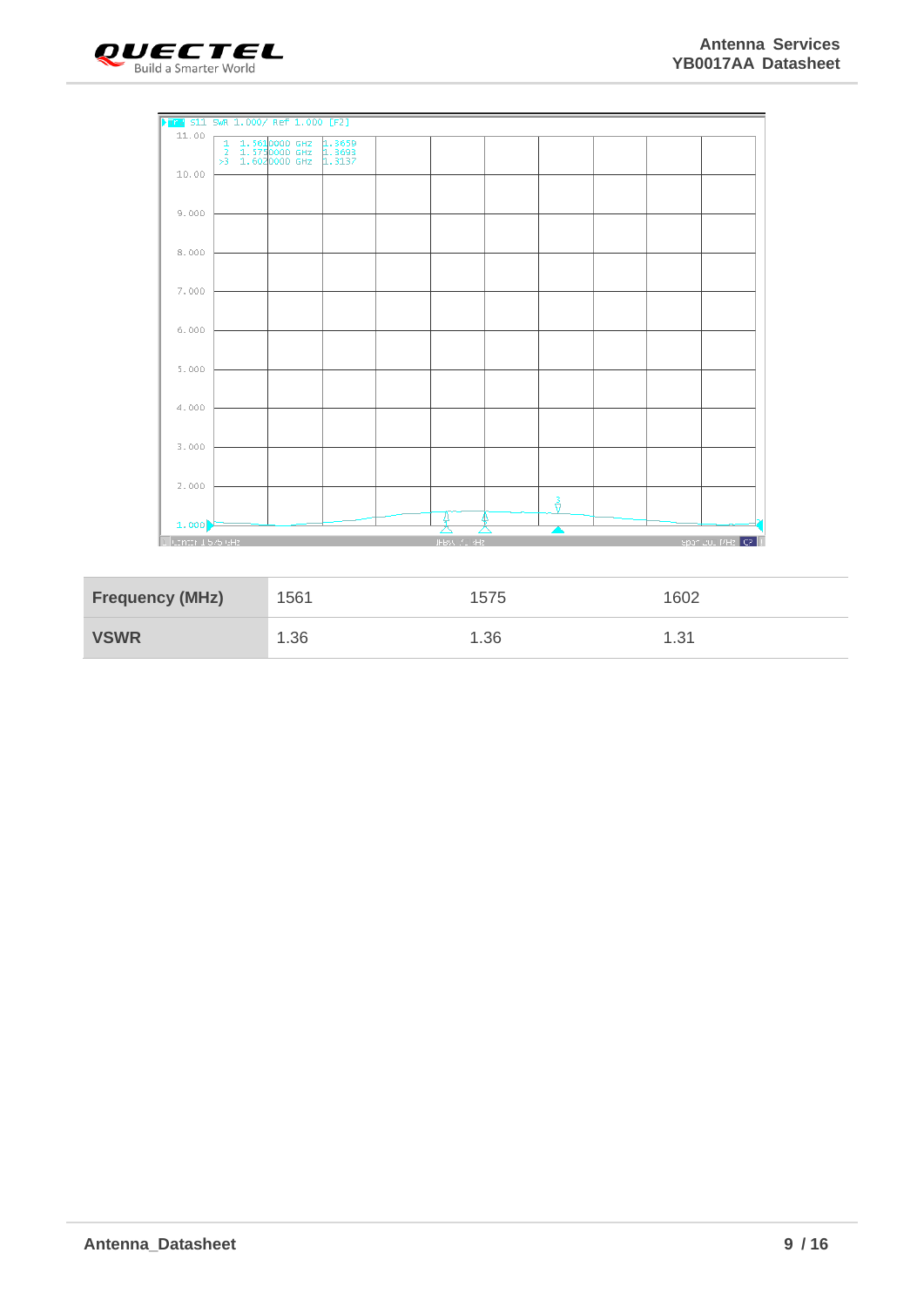| Frequency (MHz) | 1561 | 1575 | 1602 |
|---|---|---|---|
| VSWR | 1.36 | 1.36 | 1.31 |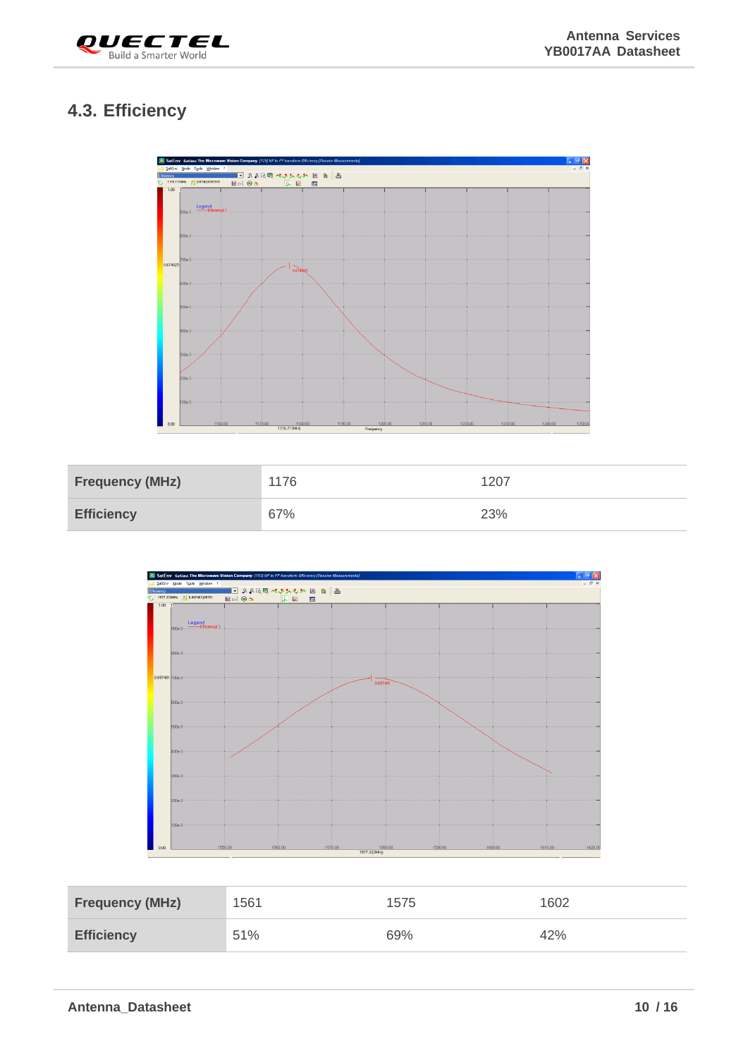## 4.3. Efficiency

| Frequency (MHz) | 1176 | 1207 |
|---|---|---|
| Efficiency | 67% | 23% |

| Frequency (MHz) | 1561 | 1575 | 1602 |
|---|---|---|---|
| Efficiency | 51% | 69% | 42% |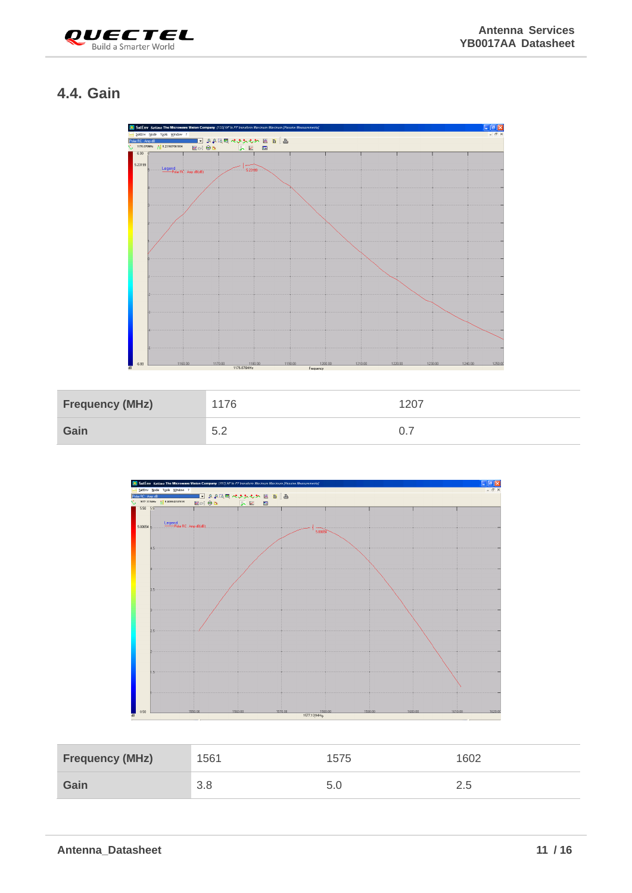## 4.4. Gain

| Frequency (MHz) | 1176 | 1207 |
|---|---|---|
| Gain | 5.2 | 0.7 |

| Frequency (MHz) | 1561 | 1575 | 1602 |
|---|---|---|---|
| Gain | 3.8 | 5.0 | 2.5 |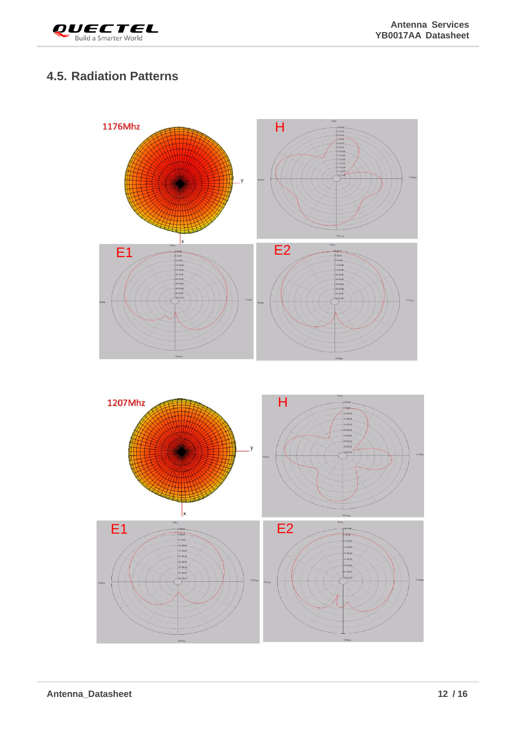## 4.5. Radiation Patterns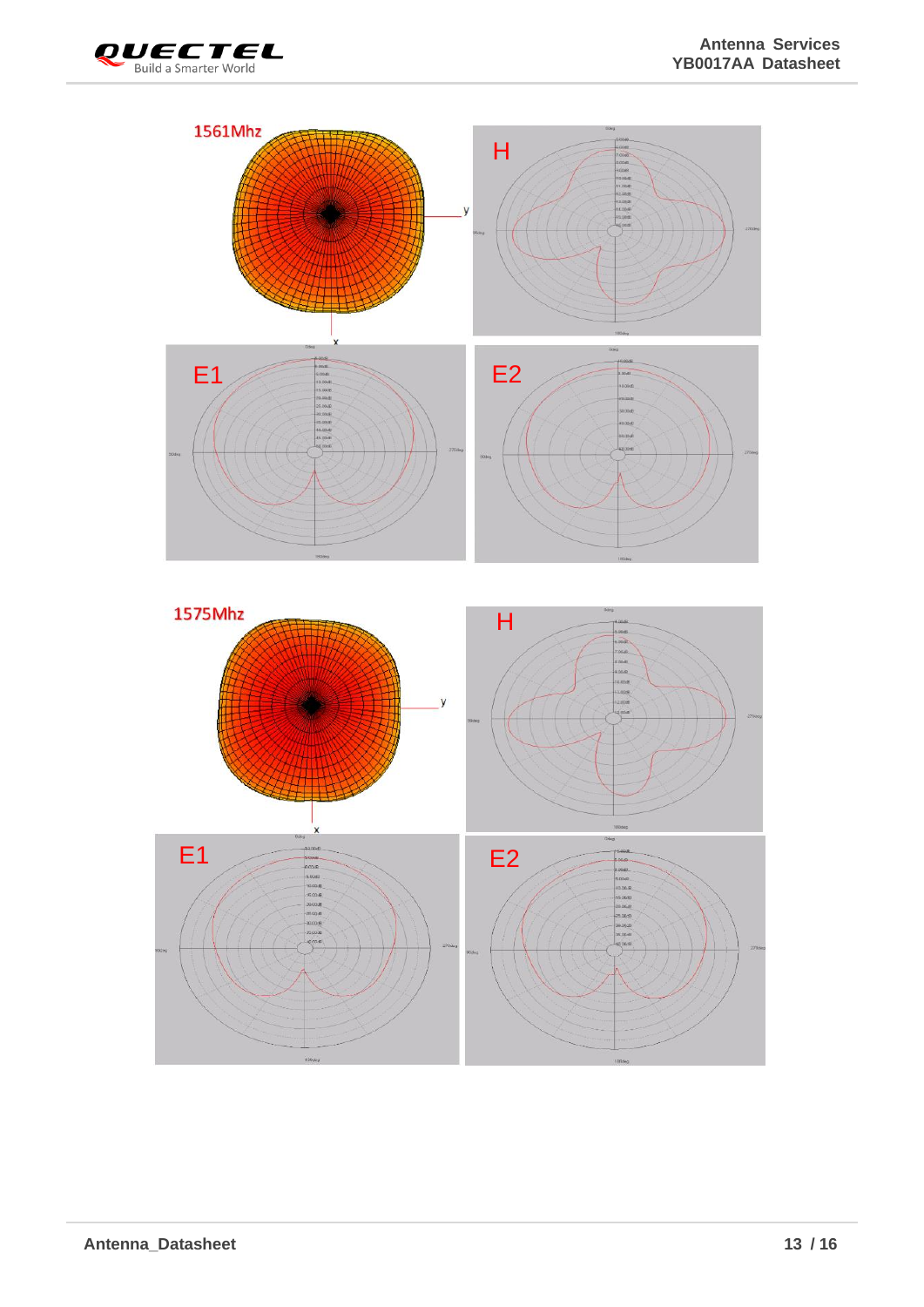1561Mhz

H

E1

E2

1575Mhz

H

E1

E2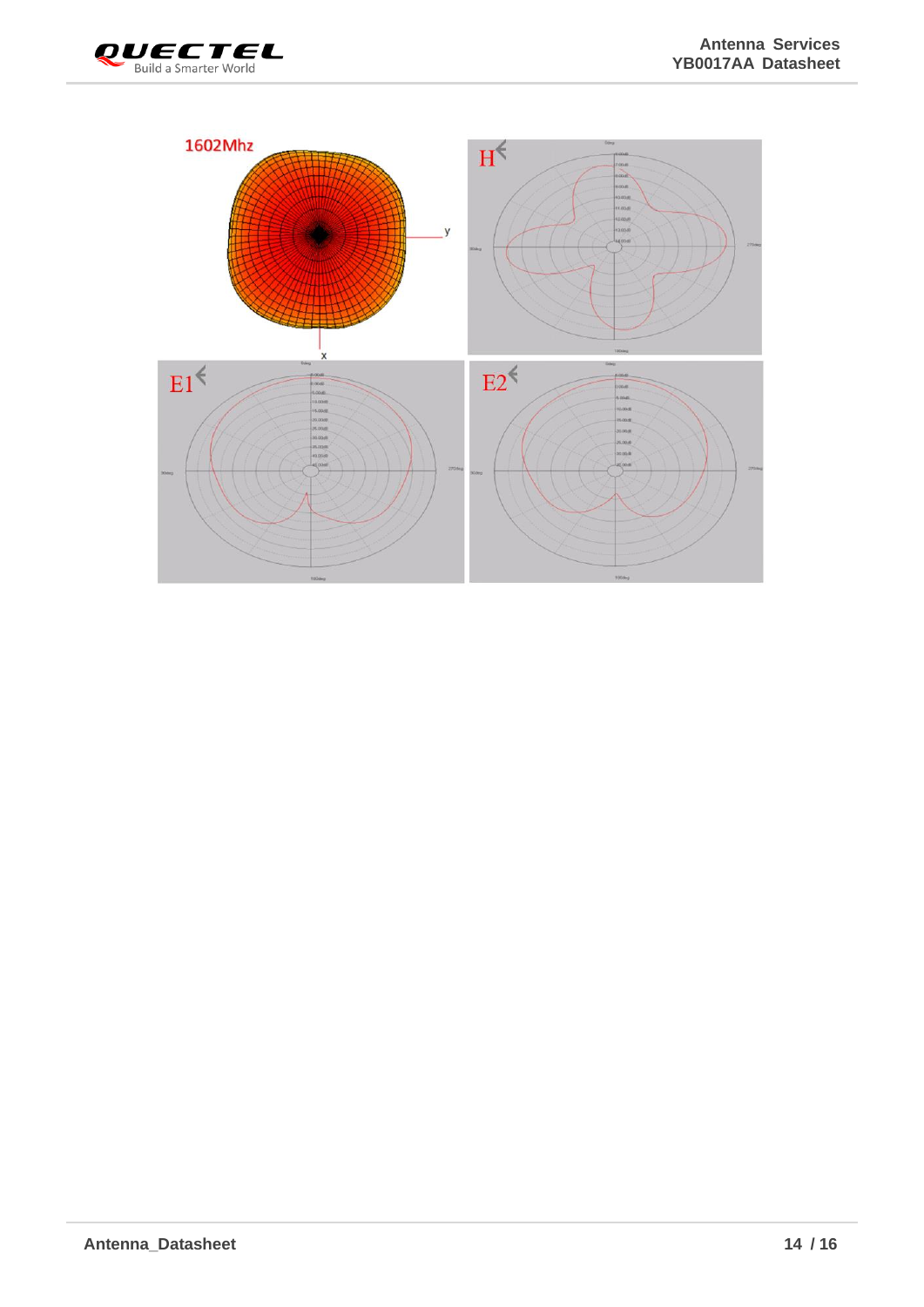1602Mhz

H

E1

E2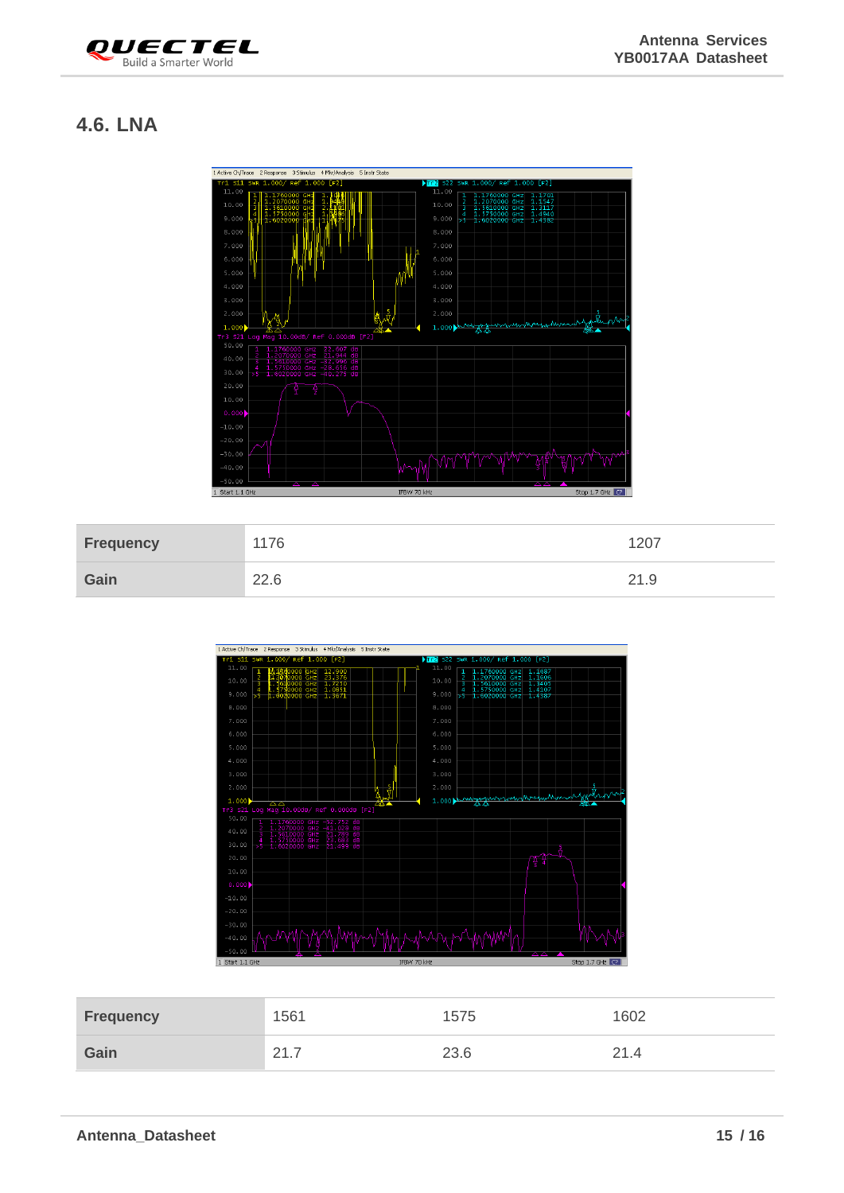## 4.6. LNA

| Frequency | 1176 | 1207 |
| --- | --- | --- |
| Gain | 22.6 | 21.9 |

| Frequency | 1561 | 1575 | 1602 |
| --- | --- | --- | --- |
| Gain | 21.7 | 23.6 | 21.4 |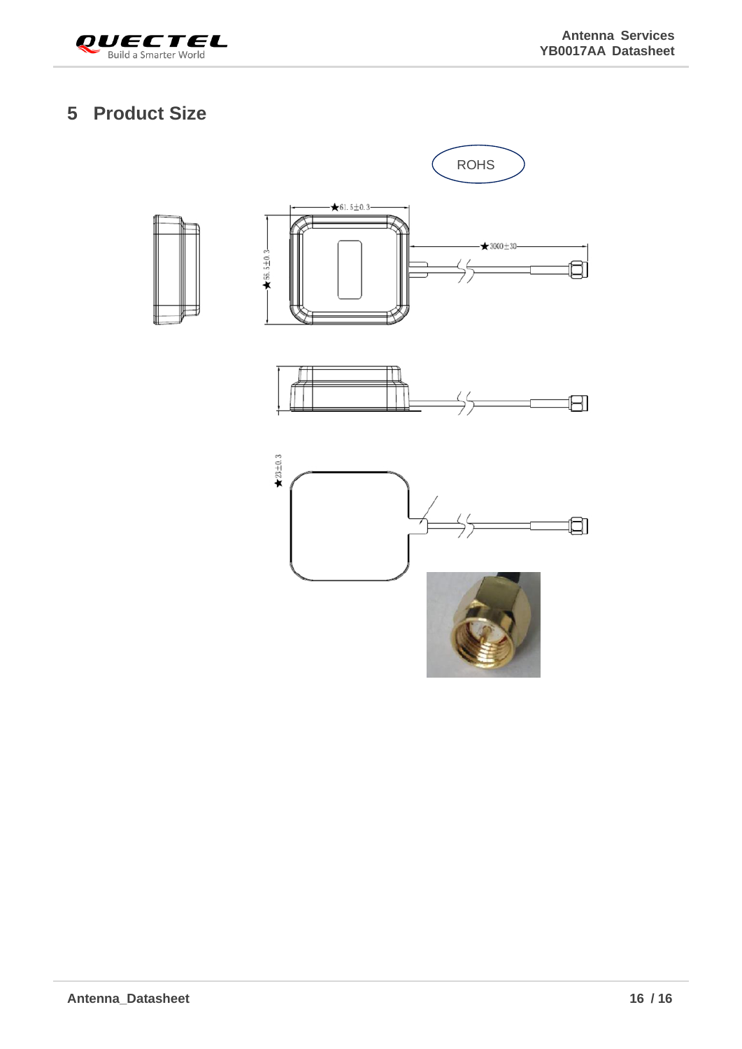# 5 Product Size

ROHS

★61.5±0.3

★3000±30

★56.5±0.3

★23±0.3